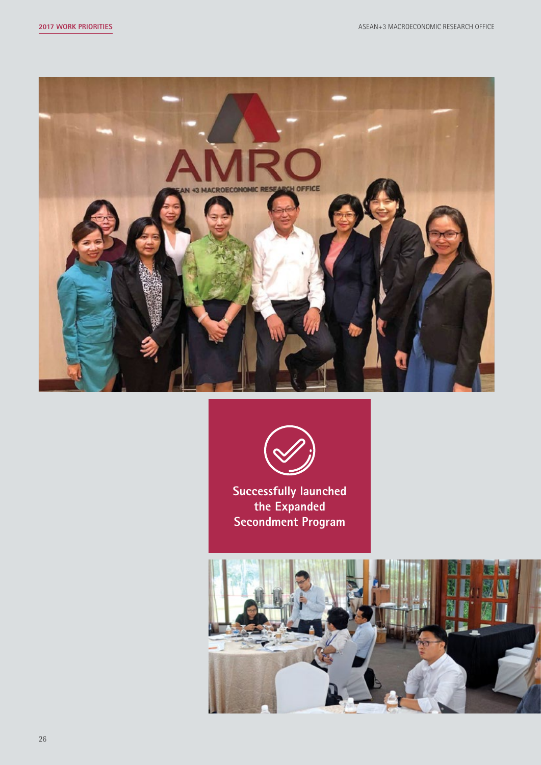Successfully launched the Expanded Secondment Program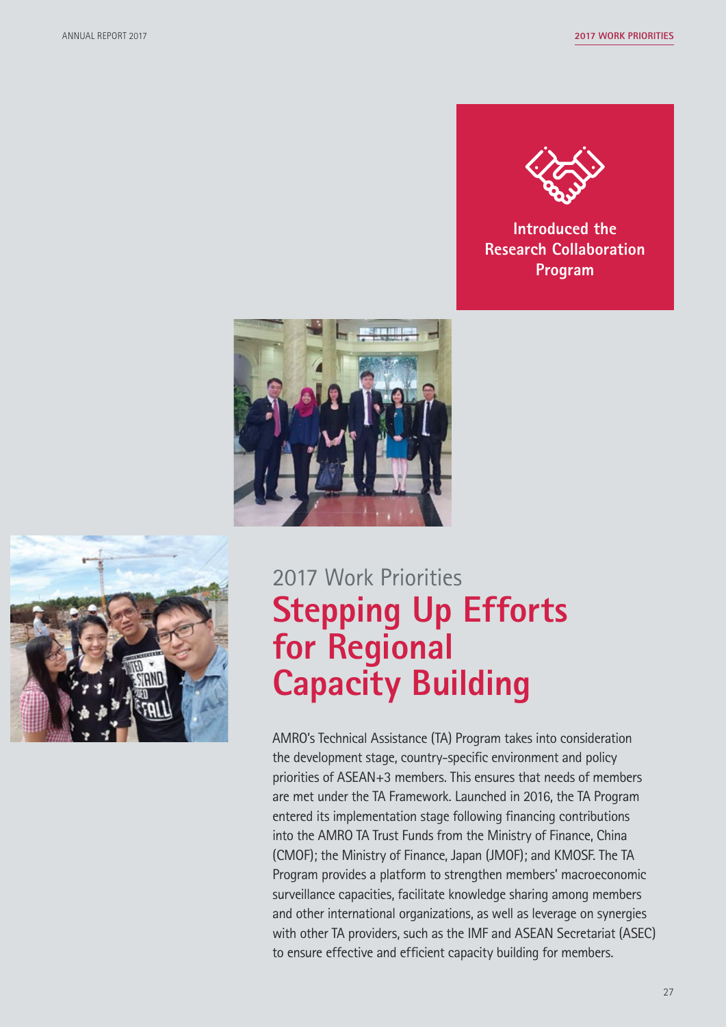**Introduced the Research Collaboration Program**

2017 Work Priorities

# Stepping Up Efforts for Regional Capacity Building

AMRO's Technical Assistance (TA) Program takes into consideration the development stage, country-specific environment and policy priorities of ASEAN+3 members. This ensures that needs of members are met under the TA Framework. Launched in 2016, the TA Program entered its implementation stage following financing contributions into the AMRO TA Trust Funds from the Ministry of Finance, China (CMOF); the Ministry of Finance, Japan (JMOF); and KMOSF. The TA Program provides a platform to strengthen members' macroeconomic surveillance capacities, facilitate knowledge sharing among members and other international organizations, as well as leverage on synergies with other TA providers, such as the IMF and ASEAN Secretariat (ASEC) to ensure effective and efficient capacity building for members.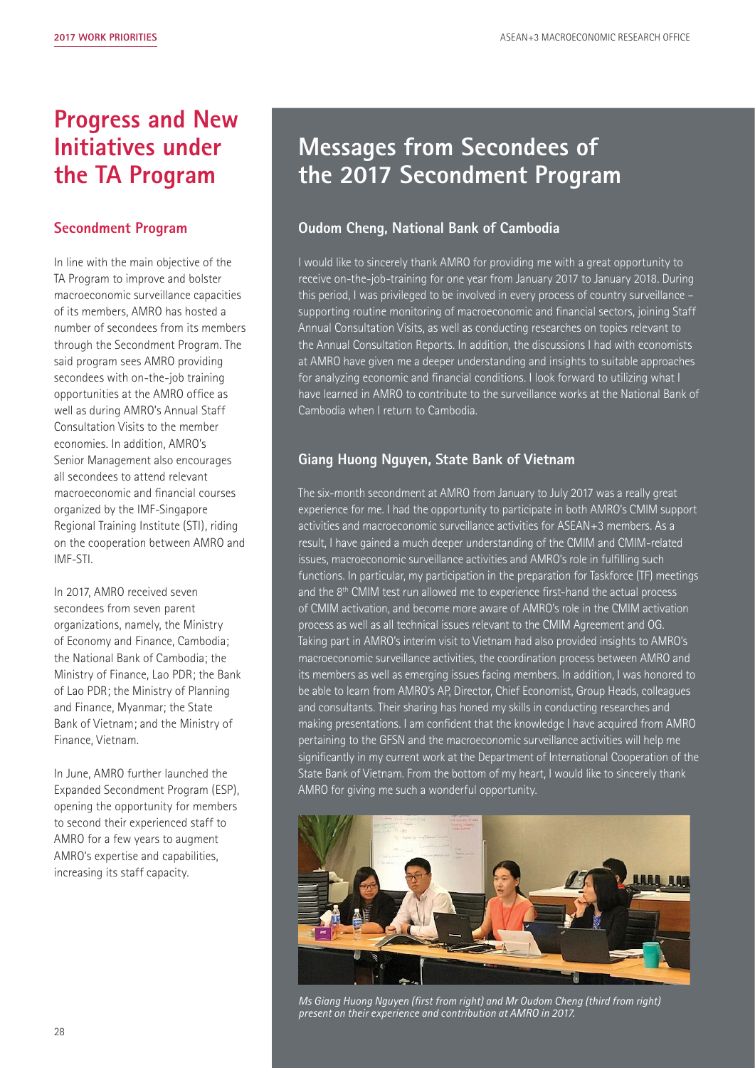# Progress and New Initiatives under the TA Program

## Secondment Program

In line with the main objective of the TA Program to improve and bolster macroeconomic surveillance capacities of its members, AMRO has hosted a number of secondees from its members through the Secondment Program. The said program sees AMRO providing secondees with on-the-job training opportunities at the AMRO office as well as during AMRO's Annual Staff Consultation Visits to the member economies. In addition, AMRO's Senior Management also encourages all secondees to attend relevant macroeconomic and financial courses organized by the IMF-Singapore Regional Training Institute (STI), riding on the cooperation between AMRO and IMF-STI.

In 2017, AMRO received seven secondees from seven parent organizations, namely, the Ministry of Economy and Finance, Cambodia; the National Bank of Cambodia; the Ministry of Finance, Lao PDR; the Bank of Lao PDR; the Ministry of Planning and Finance, Myanmar; the State Bank of Vietnam; and the Ministry of Finance, Vietnam.

In June, AMRO further launched the Expanded Secondment Program (ESP), opening the opportunity for members to second their experienced staff to AMRO for a few years to augment AMRO's expertise and capabilities, increasing its staff capacity.

# Messages from Secondees of the 2017 Secondment Program

### Oudom Cheng, National Bank of Cambodia

I would like to sincerely thank AMRO for providing me with a great opportunity to receive on-the-job-training for one year from January 2017 to January 2018. During this period, I was privileged to be involved in every process of country surveillance – supporting routine monitoring of macroeconomic and financial sectors, joining Staff Annual Consultation Visits, as well as conducting researches on topics relevant to the Annual Consultation Reports. In addition, the discussions I had with economists at AMRO have given me a deeper understanding and insights to suitable approaches for analyzing economic and financial conditions. I look forward to utilizing what I have learned in AMRO to contribute to the surveillance works at the National Bank of Cambodia when I return to Cambodia.

### Giang Huong Nguyen, State Bank of Vietnam

The six-month secondment at AMRO from January to July 2017 was a really great experience for me. I had the opportunity to participate in both AMRO's CMIM support activities and macroeconomic surveillance activities for ASEAN+3 members. As a result, I have gained a much deeper understanding of the CMIM and CMIM-related issues, macroeconomic surveillance activities and AMRO's role in fulfilling such functions. In particular, my participation in the preparation for Taskforce (TF) meetings and the 8th CMIM test run allowed me to experience first-hand the actual process of CMIM activation, and become more aware of AMRO's role in the CMIM activation process as well as all technical issues relevant to the CMIM Agreement and OG. Taking part in AMRO's interim visit to Vietnam had also provided insights to AMRO's macroeconomic surveillance activities, the coordination process between AMRO and its members as well as emerging issues facing members. In addition, I was honored to be able to learn from AMRO's AP, Director, Chief Economist, Group Heads, colleagues and consultants. Their sharing has honed my skills in conducting researches and making presentations. I am confident that the knowledge I have acquired from AMRO pertaining to the GFSN and the macroeconomic surveillance activities will help me significantly in my current work at the Department of International Cooperation of the State Bank of Vietnam. From the bottom of my heart, I would like to sincerely thank AMRO for giving me such a wonderful opportunity.

*Ms Giang Huong Nguyen (first from right) and Mr Oudom Cheng (third from right) present on their experience and contribution at AMRO in 2017.*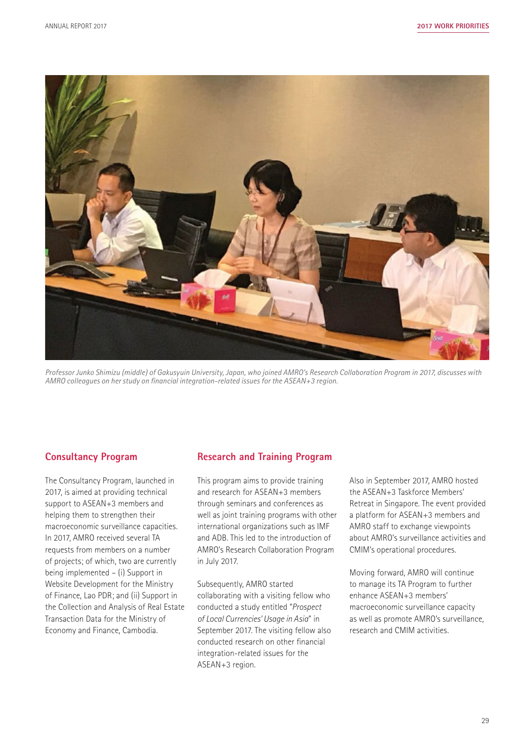*Professor Junko Shimizu (middle) of Gakusyuin University, Japan, who joined AMRO's Research Collaboration Program in 2017, discusses with AMRO colleagues on her study on financial integration-related issues for the ASEAN+3 region.*

## Consultancy Program

The Consultancy Program, launched in 2017, is aimed at providing technical support to ASEAN+3 members and helping them to strengthen their macroeconomic surveillance capacities. In 2017, AMRO received several TA requests from members on a number of projects; of which, two are currently being implemented – (i) Support in Website Development for the Ministry of Finance, Lao PDR; and (ii) Support in the Collection and Analysis of Real Estate Transaction Data for the Ministry of Economy and Finance, Cambodia.

## Research and Training Program

This program aims to provide training and research for ASEAN+3 members through seminars and conferences as well as joint training programs with other international organizations such as IMF and ADB. This led to the introduction of AMRO's Research Collaboration Program in July 2017.

Subsequently, AMRO started collaborating with a visiting fellow who conducted a study entitled "*Prospect of Local Currencies' Usage in Asia*" in September 2017. The visiting fellow also conducted research on other financial integration-related issues for the ASEAN+3 region.

Also in September 2017, AMRO hosted the ASEAN+3 Taskforce Members' Retreat in Singapore. The event provided a platform for ASEAN+3 members and AMRO staff to exchange viewpoints about AMRO's surveillance activities and CMIM's operational procedures.

Moving forward, AMRO will continue to manage its TA Program to further enhance ASEAN+3 members' macroeconomic surveillance capacity as well as promote AMRO's surveillance, research and CMIM activities.